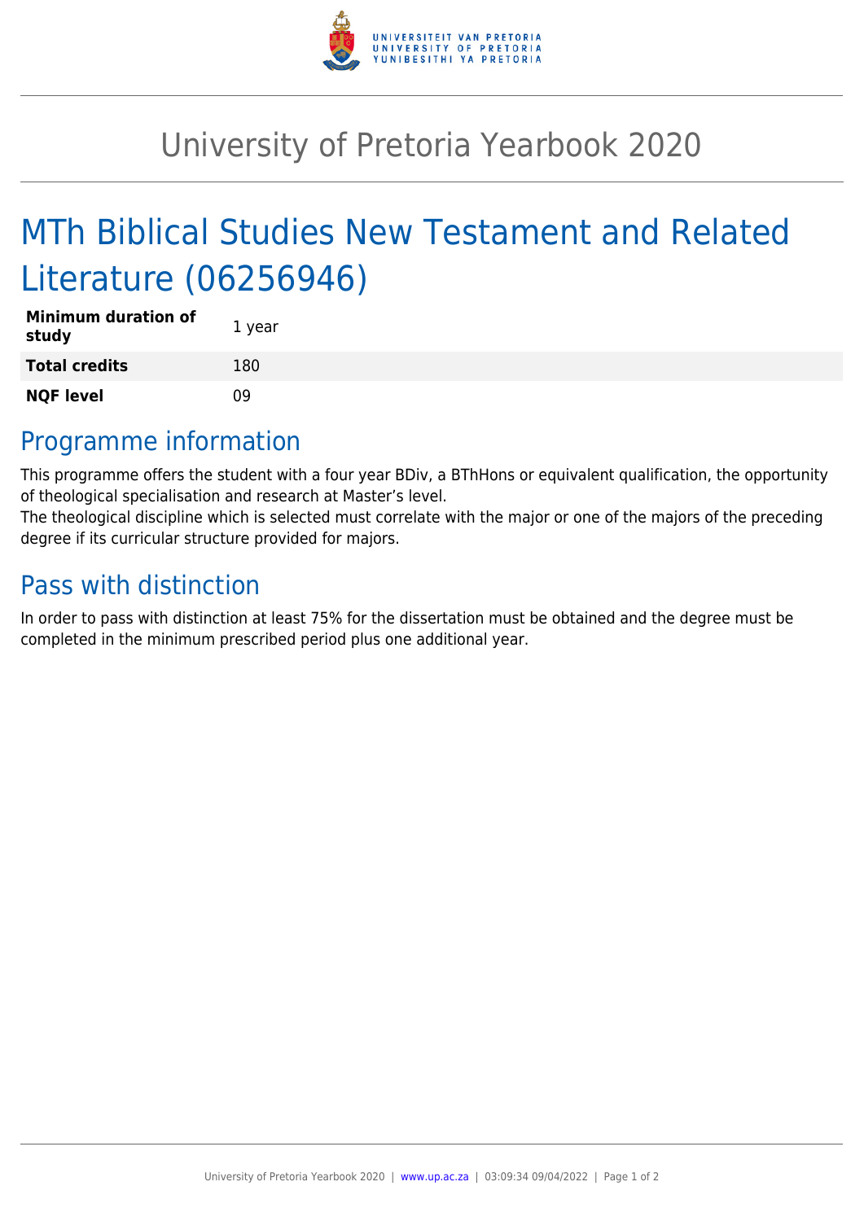# University of Pretoria Yearbook 2020

## MTh Biblical Studies New Testament and Related Literature (06256946)

| | |
|---|---|
| **Minimum duration of study** | 1 year |
| **Total credits** | 180 |
| **NQF level** | 09 |

## Programme information

This programme offers the student with a four year BDiv, a BThHons or equivalent qualification, the opportunity of theological specialisation and research at Master's level.
The theological discipline which is selected must correlate with the major or one of the majors of the preceding degree if its curricular structure provided for majors.

## Pass with distinction

In order to pass with distinction at least 75% for the dissertation must be obtained and the degree must be completed in the minimum prescribed period plus one additional year.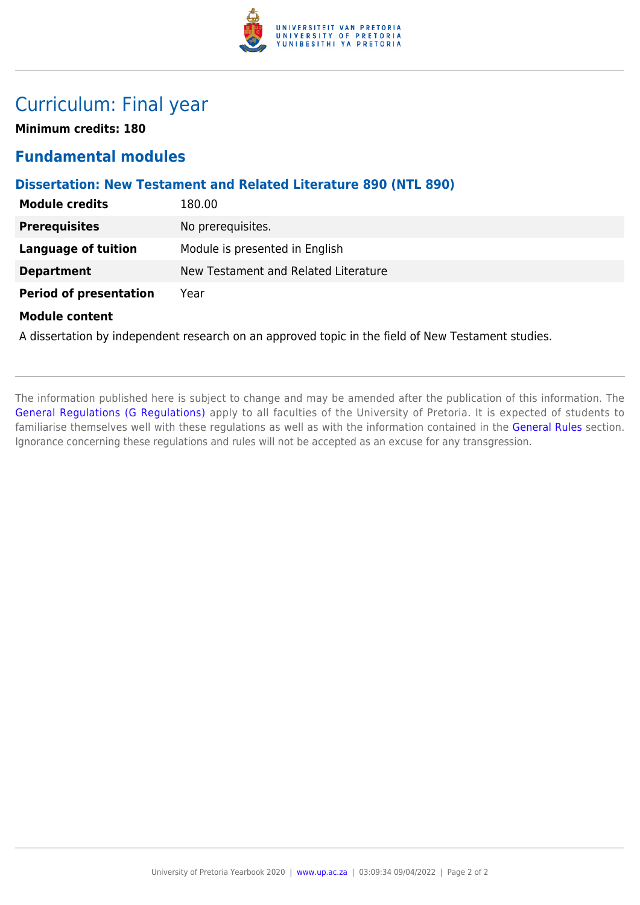# Curriculum: Final year

**Minimum credits: 180**

## Fundamental modules

### Dissertation: New Testament and Related Literature 890 (NTL 890)

| | |
|---|---|
| **Module credits** | 180.00 |
| **Prerequisites** | No prerequisites. |
| **Language of tuition** | Module is presented in English |
| **Department** | New Testament and Related Literature |
| **Period of presentation** | Year |

**Module content**

A dissertation by independent research on an approved topic in the field of New Testament studies.

---

The information published here is subject to change and may be amended after the publication of this information. The General Regulations (G Regulations) apply to all faculties of the University of Pretoria. It is expected of students to familiarise themselves well with these regulations as well as with the information contained in the General Rules section. Ignorance concerning these regulations and rules will not be accepted as an excuse for any transgression.